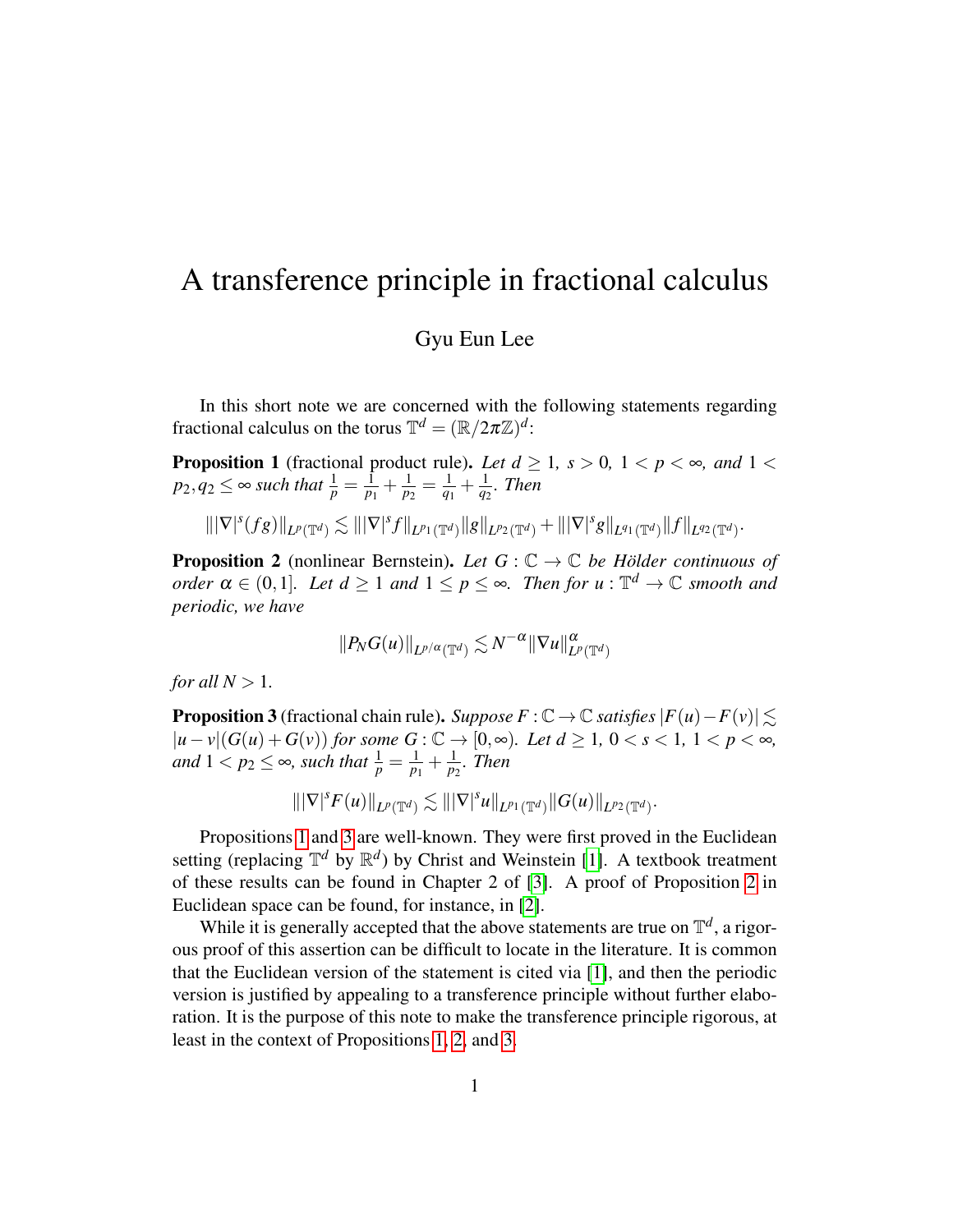# A transference principle in fractional calculus

Gyu Eun Lee

In this short note we are concerned with the following statements regarding fractional calculus on the torus $\mathbb{T}^d = (\mathbb{R}/2\pi\mathbb{Z})^d$:

**Proposition 1** (fractional product rule)**.** *Let $d \geq 1$, $s > 0$, $1 < p < \infty$, and $1 < p_2, q_2 \leq \infty$ such that $\frac{1}{p} = \frac{1}{p_1} + \frac{1}{p_2} = \frac{1}{q_1} + \frac{1}{q_2}$. Then*

$$\||\nabla|^s(fg)\|_{L^p(\mathbb{T}^d)} \lesssim \||\nabla|^s f\|_{L^{p_1}(\mathbb{T}^d)} \|g\|_{L^{p_2}(\mathbb{T}^d)} + \||\nabla|^s g\|_{L^{q_1}(\mathbb{T}^d)} \|f\|_{L^{q_2}(\mathbb{T}^d)}.$$

**Proposition 2** (nonlinear Bernstein)**.** *Let $G : \mathbb{C} \to \mathbb{C}$ be Hölder continuous of order $\alpha \in (0,1]$. Let $d \geq 1$ and $1 \leq p \leq \infty$. Then for $u : \mathbb{T}^d \to \mathbb{C}$ smooth and periodic, we have*

$$\|P_N G(u)\|_{L^{p/\alpha}(\mathbb{T}^d)} \lesssim N^{-\alpha} \|\nabla u\|^{\alpha}_{L^p(\mathbb{T}^d)}$$

*for all $N > 1$.*

**Proposition 3** (fractional chain rule)**.** *Suppose $F : \mathbb{C} \to \mathbb{C}$ satisfies $|F(u) - F(v)| \lesssim |u - v|(G(u) + G(v))$ for some $G : \mathbb{C} \to [0, \infty)$. Let $d \geq 1$, $0 < s < 1$, $1 < p < \infty$, and $1 < p_2 \leq \infty$, such that $\frac{1}{p} = \frac{1}{p_1} + \frac{1}{p_2}$. Then*

$$\||\nabla|^s F(u)\|_{L^p(\mathbb{T}^d)} \lesssim \||\nabla|^s u\|_{L^{p_1}(\mathbb{T}^d)} \|G(u)\|_{L^{p_2}(\mathbb{T}^d)}.$$

Propositions 1 and 3 are well-known. They were first proved in the Euclidean setting (replacing $\mathbb{T}^d$ by $\mathbb{R}^d$) by Christ and Weinstein [1]. A textbook treatment of these results can be found in Chapter 2 of [3]. A proof of Proposition 2 in Euclidean space can be found, for instance, in [2].

While it is generally accepted that the above statements are true on $\mathbb{T}^d$, a rigorous proof of this assertion can be difficult to locate in the literature. It is common that the Euclidean version of the statement is cited via [1], and then the periodic version is justified by appealing to a transference principle without further elaboration. It is the purpose of this note to make the transference principle rigorous, at least in the context of Propositions 1, 2, and 3.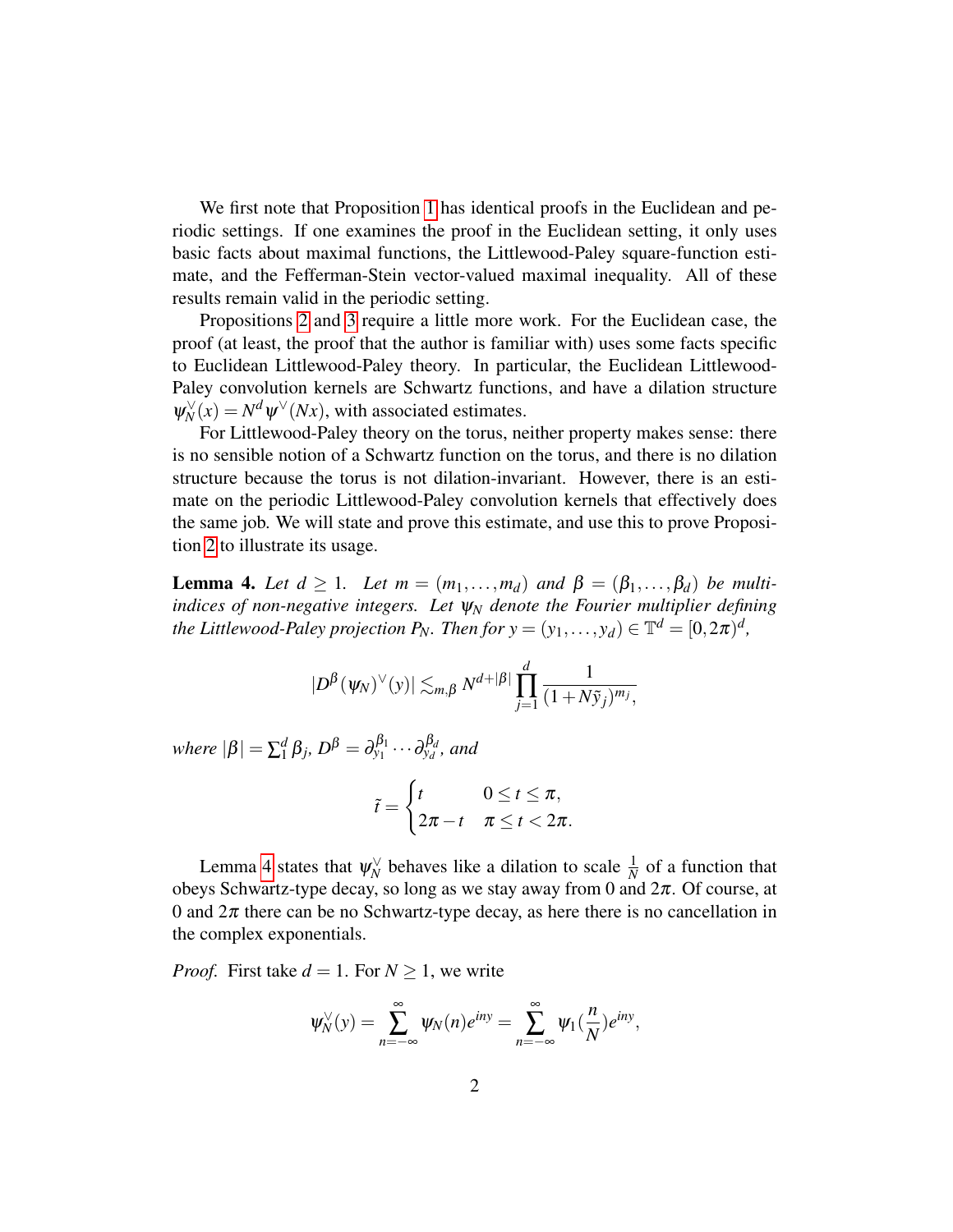We first note that Proposition 1 has identical proofs in the Euclidean and periodic settings. If one examines the proof in the Euclidean setting, it only uses basic facts about maximal functions, the Littlewood-Paley square-function estimate, and the Fefferman-Stein vector-valued maximal inequality. All of these results remain valid in the periodic setting.

Propositions 2 and 3 require a little more work. For the Euclidean case, the proof (at least, the proof that the author is familiar with) uses some facts specific to Euclidean Littlewood-Paley theory. In particular, the Euclidean Littlewood-Paley convolution kernels are Schwartz functions, and have a dilation structure $\psi_N^\vee(x) = N^d \psi^\vee(Nx)$, with associated estimates.

For Littlewood-Paley theory on the torus, neither property makes sense: there is no sensible notion of a Schwartz function on the torus, and there is no dilation structure because the torus is not dilation-invariant. However, there is an estimate on the periodic Littlewood-Paley convolution kernels that effectively does the same job. We will state and prove this estimate, and use this to prove Proposition 2 to illustrate its usage.

**Lemma 4.** *Let $d \geq 1$. Let $m = (m_1, \ldots, m_d)$ and $\beta = (\beta_1, \ldots, \beta_d)$ be multi-indices of non-negative integers. Let $\psi_N$ denote the Fourier multiplier defining the Littlewood-Paley projection $P_N$. Then for $y = (y_1, \ldots, y_d) \in \mathbb{T}^d = [0, 2\pi)^d$,*

$$|D^\beta (\psi_N)^\vee(y)| \lesssim_{m,\beta} N^{d+|\beta|} \prod_{j=1}^{d} \frac{1}{(1+N\tilde{y}_j)^{m_j}},$$

*where $|\beta| = \sum_1^d \beta_j$, $D^\beta = \partial_{y_1}^{\beta_1} \cdots \partial_{y_d}^{\beta_d}$, and*

$$\tilde{t} = \begin{cases} t & 0 \leq t \leq \pi, \\ 2\pi - t & \pi \leq t < 2\pi. \end{cases}$$

Lemma 4 states that $\psi_N^\vee$ behaves like a dilation to scale $\frac{1}{N}$ of a function that obeys Schwartz-type decay, so long as we stay away from 0 and $2\pi$. Of course, at 0 and $2\pi$ there can be no Schwartz-type decay, as here there is no cancellation in the complex exponentials.

*Proof.* First take $d = 1$. For $N \geq 1$, we write

$$\psi_N^\vee(y) = \sum_{n=-\infty}^{\infty} \psi_N(n) e^{iny} = \sum_{n=-\infty}^{\infty} \psi_1(\frac{n}{N}) e^{iny},$$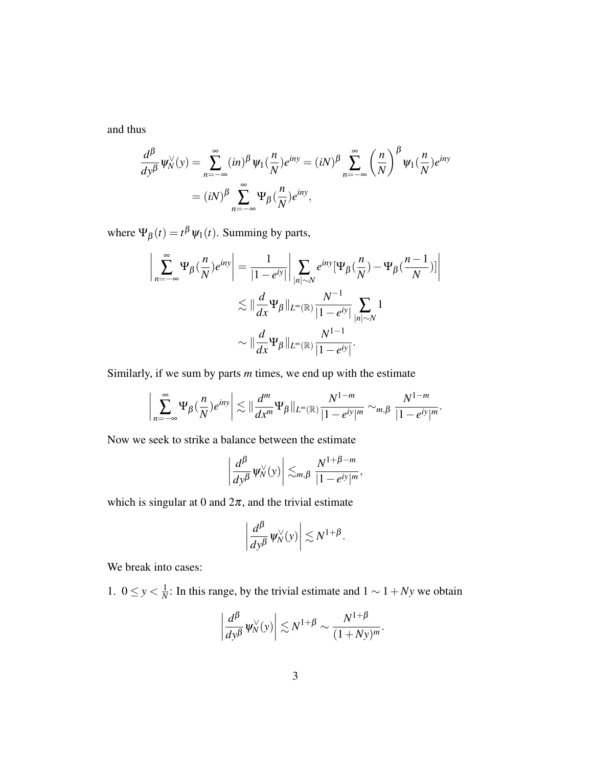and thus

$$\frac{d^\beta}{dy^\beta}\psi_N^\vee(y) = \sum_{n=-\infty}^{\infty}(in)^\beta \psi_1(\frac{n}{N})e^{iny} = (iN)^\beta \sum_{n=-\infty}^{\infty}\left(\frac{n}{N}\right)^\beta \psi_1(\frac{n}{N})e^{iny}$$
$$= (iN)^\beta \sum_{n=-\infty}^{\infty}\Psi_\beta(\frac{n}{N})e^{iny},$$

where $\Psi_\beta(t) = t^\beta \psi_1(t)$. Summing by parts,

$$\left|\sum_{n=-\infty}^{\infty}\Psi_\beta(\frac{n}{N})e^{iny}\right| = \frac{1}{|1-e^{iy}|}\left|\sum_{|n|\sim N} e^{iny}[\Psi_\beta(\frac{n}{N}) - \Psi_\beta(\frac{n-1}{N})]\right|$$
$$\lesssim \|\frac{d}{dx}\Psi_\beta\|_{L^\infty(\mathbb{R})}\frac{N^{-1}}{|1-e^{iy}|}\sum_{|n|\sim N}1$$
$$\sim \|\frac{d}{dx}\Psi_\beta\|_{L^\infty(\mathbb{R})}\frac{N^{1-1}}{|1-e^{iy}|}.$$

Similarly, if we sum by parts $m$ times, we end up with the estimate

$$\left|\sum_{n=-\infty}^{\infty}\Psi_\beta(\frac{n}{N})e^{iny}\right| \lesssim \|\frac{d^m}{dx^m}\Psi_\beta\|_{L^\infty(\mathbb{R})}\frac{N^{1-m}}{|1-e^{iy}|^m} \sim_{m,\beta} \frac{N^{1-m}}{|1-e^{iy}|^m}.$$

Now we seek to strike a balance between the estimate

$$\left|\frac{d^\beta}{dy^\beta}\psi_N^\vee(y)\right| \lesssim_{m,\beta} \frac{N^{1+\beta-m}}{|1-e^{iy}|^m},$$

which is singular at 0 and $2\pi$, and the trivial estimate

$$\left|\frac{d^\beta}{dy^\beta}\psi_N^\vee(y)\right| \lesssim N^{1+\beta}.$$

We break into cases:

1. $0 \le y < \frac{1}{N}$: In this range, by the trivial estimate and $1 \sim 1 + Ny$ we obtain

$$\left|\frac{d^\beta}{dy^\beta}\psi_N^\vee(y)\right| \lesssim N^{1+\beta} \sim \frac{N^{1+\beta}}{(1+Ny)^m}.$$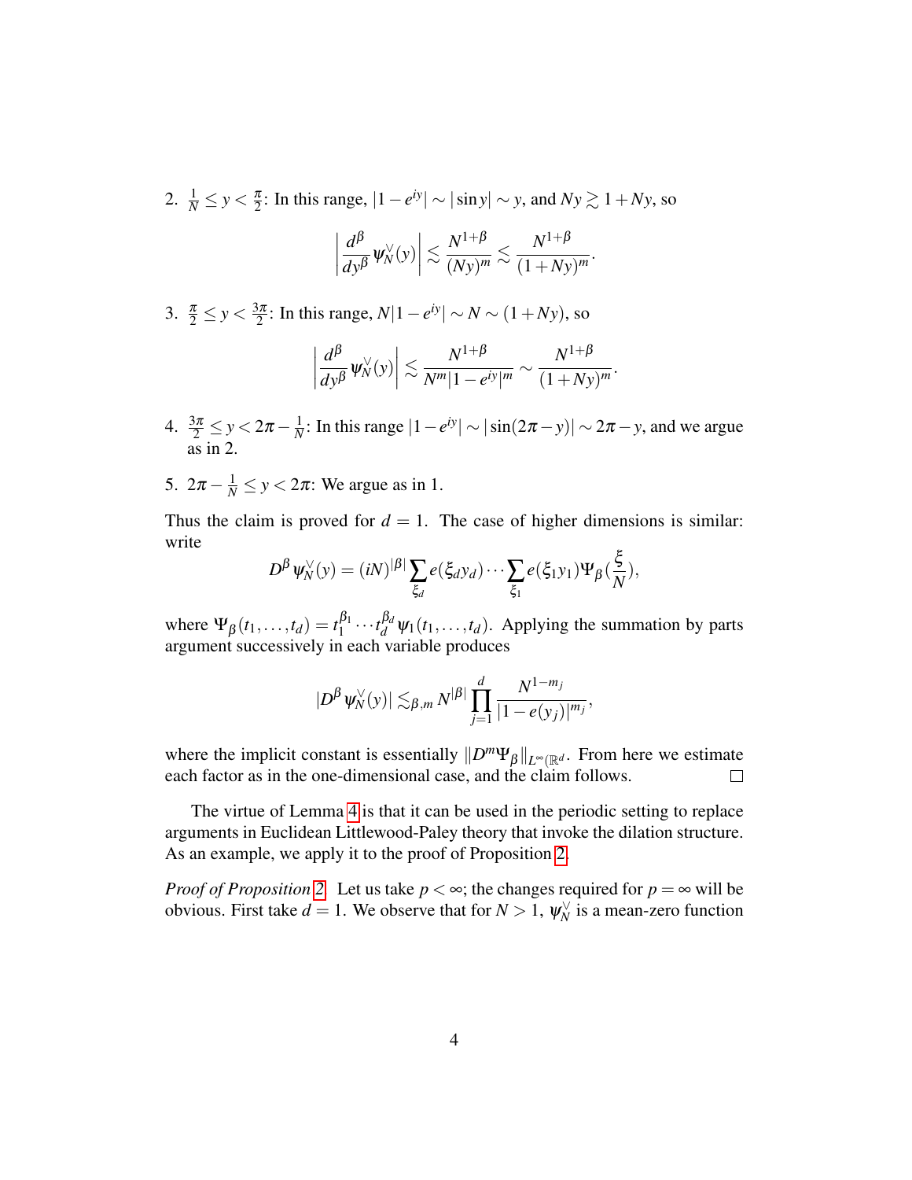2. $\frac{1}{N} \leq y < \frac{\pi}{2}$: In this range, $|1-e^{iy}| \sim |\sin y| \sim y$, and $Ny \gtrsim 1 + Ny$, so

$$\left| \frac{d^\beta}{dy^\beta} \psi_N^\vee(y) \right| \lesssim \frac{N^{1+\beta}}{(Ny)^m} \lesssim \frac{N^{1+\beta}}{(1+Ny)^m}.$$

3. $\frac{\pi}{2} \leq y < \frac{3\pi}{2}$: In this range, $N|1-e^{iy}| \sim N \sim (1+Ny)$, so

$$\left| \frac{d^\beta}{dy^\beta} \psi_N^\vee(y) \right| \lesssim \frac{N^{1+\beta}}{N^m |1-e^{iy}|^m} \sim \frac{N^{1+\beta}}{(1+Ny)^m}.$$

4. $\frac{3\pi}{2} \leq y < 2\pi - \frac{1}{N}$: In this range $|1-e^{iy}| \sim |\sin(2\pi - y)| \sim 2\pi - y$, and we argue as in 2.

5. $2\pi - \frac{1}{N} \leq y < 2\pi$: We argue as in 1.

Thus the claim is proved for $d = 1$. The case of higher dimensions is similar: write

$$D^\beta \psi_N^\vee(y) = (iN)^{|\beta|} \sum_{\xi_d} e(\xi_d y_d) \cdots \sum_{\xi_1} e(\xi_1 y_1) \Psi_\beta(\frac{\xi}{N}),$$

where $\Psi_\beta(t_1, \ldots, t_d) = t_1^{\beta_1} \cdots t_d^{\beta_d} \psi_1(t_1, \ldots, t_d)$. Applying the summation by parts argument successively in each variable produces

$$|D^\beta \psi_N^\vee(y)| \lesssim_{\beta, m} N^{|\beta|} \prod_{j=1}^{d} \frac{N^{1-m_j}}{|1-e(y_j)|^{m_j}},$$

where the implicit constant is essentially $\|D^m \Psi_\beta\|_{L^\infty(\mathbb{R}^d}$. From here we estimate each factor as in the one-dimensional case, and the claim follows. □

The virtue of Lemma 4 is that it can be used in the periodic setting to replace arguments in Euclidean Littlewood-Paley theory that invoke the dilation structure. As an example, we apply it to the proof of Proposition 2.

*Proof of Proposition 2.* Let us take $p < \infty$; the changes required for $p = \infty$ will be obvious. First take $d = 1$. We observe that for $N > 1$, $\psi_N^\vee$ is a mean-zero function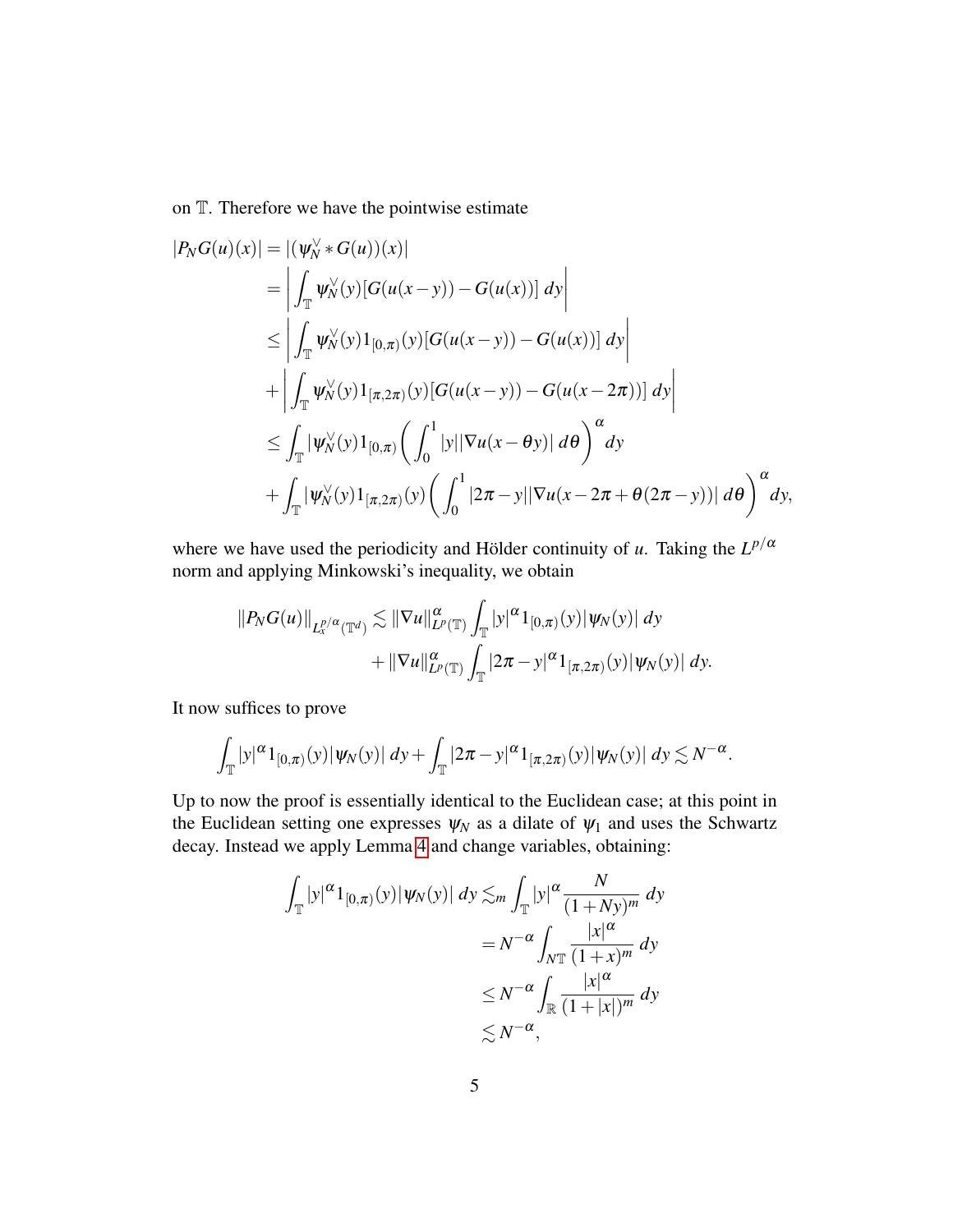on $\mathbb{T}$. Therefore we have the pointwise estimate

$$
\begin{aligned}
|P_N G(u)(x)| &= |(\psi_N^\vee * G(u))(x)| \\
&= \left| \int_{\mathbb{T}} \psi_N^\vee(y)[G(u(x-y)) - G(u(x))]\, dy \right| \\
&\leq \left| \int_{\mathbb{T}} \psi_N^\vee(y) 1_{[0,\pi)}(y)[G(u(x-y)) - G(u(x))]\, dy \right| \\
&\quad + \left| \int_{\mathbb{T}} \psi_N^\vee(y) 1_{[\pi,2\pi)}(y)[G(u(x-y)) - G(u(x-2\pi))]\, dy \right| \\
&\leq \int_{\mathbb{T}} |\psi_N^\vee(y) 1_{[0,\pi)} \left( \int_0^1 |y||\nabla u(x-\theta y)|\, d\theta \right)^\alpha dy \\
&\quad + \int_{\mathbb{T}} |\psi_N^\vee(y) 1_{[\pi,2\pi)}(y) \left( \int_0^1 |2\pi - y||\nabla u(x - 2\pi + \theta(2\pi - y))|\, d\theta \right)^\alpha dy,
\end{aligned}
$$

where we have used the periodicity and Hölder continuity of $u$. Taking the $L^{p/\alpha}$ norm and applying Minkowski's inequality, we obtain

$$
\begin{aligned}
\|P_N G(u)\|_{L_x^{p/\alpha}(\mathbb{T}^d)} \lesssim \|\nabla u\|_{L^p(\mathbb{T})}^\alpha \int_{\mathbb{T}} |y|^\alpha 1_{[0,\pi)}(y) |\psi_N(y)|\, dy \\
+ \|\nabla u\|_{L^p(\mathbb{T})}^\alpha \int_{\mathbb{T}} |2\pi - y|^\alpha 1_{[\pi,2\pi)}(y) |\psi_N(y)|\, dy.
\end{aligned}
$$

It now suffices to prove

$$
\int_{\mathbb{T}} |y|^\alpha 1_{[0,\pi)}(y) |\psi_N(y)|\, dy + \int_{\mathbb{T}} |2\pi - y|^\alpha 1_{[\pi,2\pi)}(y) |\psi_N(y)|\, dy \lesssim N^{-\alpha}.
$$

Up to now the proof is essentially identical to the Euclidean case; at this point in the Euclidean setting one expresses $\psi_N$ as a dilate of $\psi_1$ and uses the Schwartz decay. Instead we apply Lemma 4 and change variables, obtaining:

$$
\begin{aligned}
\int_{\mathbb{T}} |y|^\alpha 1_{[0,\pi)}(y) |\psi_N(y)|\, dy &\lesssim_m \int_{\mathbb{T}} |y|^\alpha \frac{N}{(1 + Ny)^m}\, dy \\
&= N^{-\alpha} \int_{N\mathbb{T}} \frac{|x|^\alpha}{(1+x)^m}\, dy \\
&\leq N^{-\alpha} \int_{\mathbb{R}} \frac{|x|^\alpha}{(1+|x|)^m}\, dy \\
&\lesssim N^{-\alpha},
\end{aligned}
$$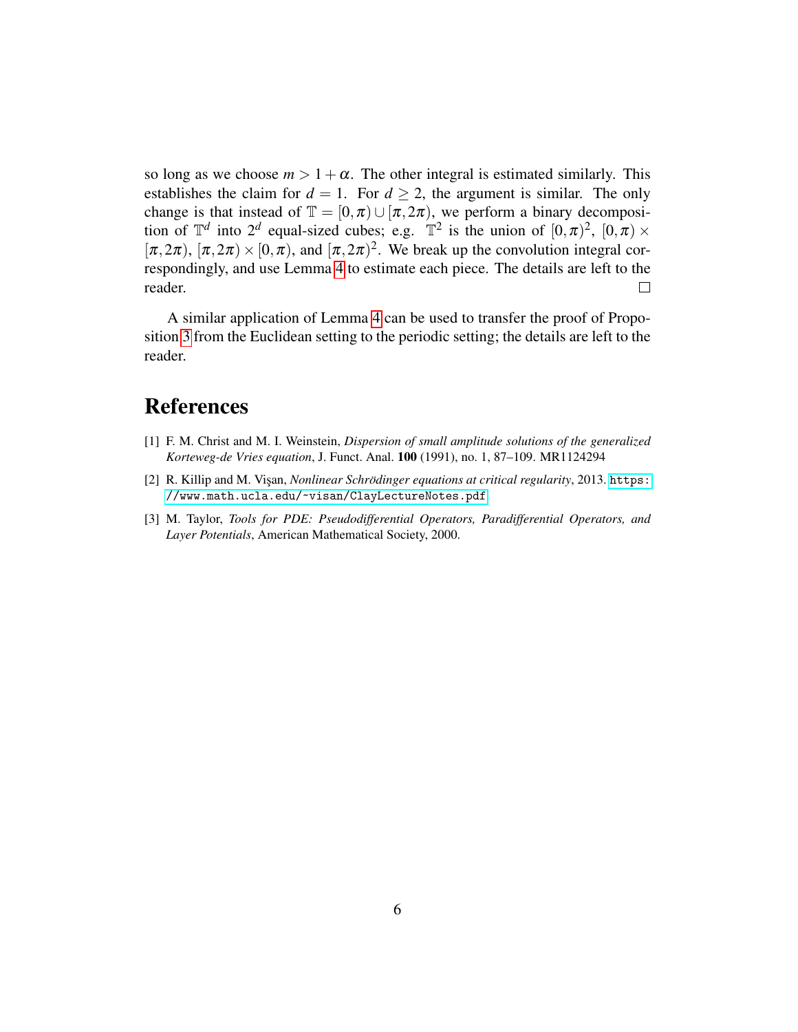so long as we choose $m > 1 + \alpha$. The other integral is estimated similarly. This establishes the claim for $d = 1$. For $d \geq 2$, the argument is similar. The only change is that instead of $\mathbb{T} = [0, \pi) \cup [\pi, 2\pi)$, we perform a binary decomposition of $\mathbb{T}^d$ into $2^d$ equal-sized cubes; e.g. $\mathbb{T}^2$ is the union of $[0, \pi)^2$, $[0, \pi) \times [\pi, 2\pi)$, $[\pi, 2\pi) \times [0, \pi)$, and $[\pi, 2\pi)^2$. We break up the convolution integral correspondingly, and use Lemma 4 to estimate each piece. The details are left to the reader. □

A similar application of Lemma 4 can be used to transfer the proof of Proposition 3 from the Euclidean setting to the periodic setting; the details are left to the reader.

# References

[1] F. M. Christ and M. I. Weinstein, *Dispersion of small amplitude solutions of the generalized Korteweg-de Vries equation*, J. Funct. Anal. **100** (1991), no. 1, 87–109. MR1124294

[2] R. Killip and M. Vişan, *Nonlinear Schrödinger equations at critical regularity*, 2013. https://www.math.ucla.edu/~visan/ClayLectureNotes.pdf

[3] M. Taylor, *Tools for PDE: Pseudodifferential Operators, Paradifferential Operators, and Layer Potentials*, American Mathematical Society, 2000.